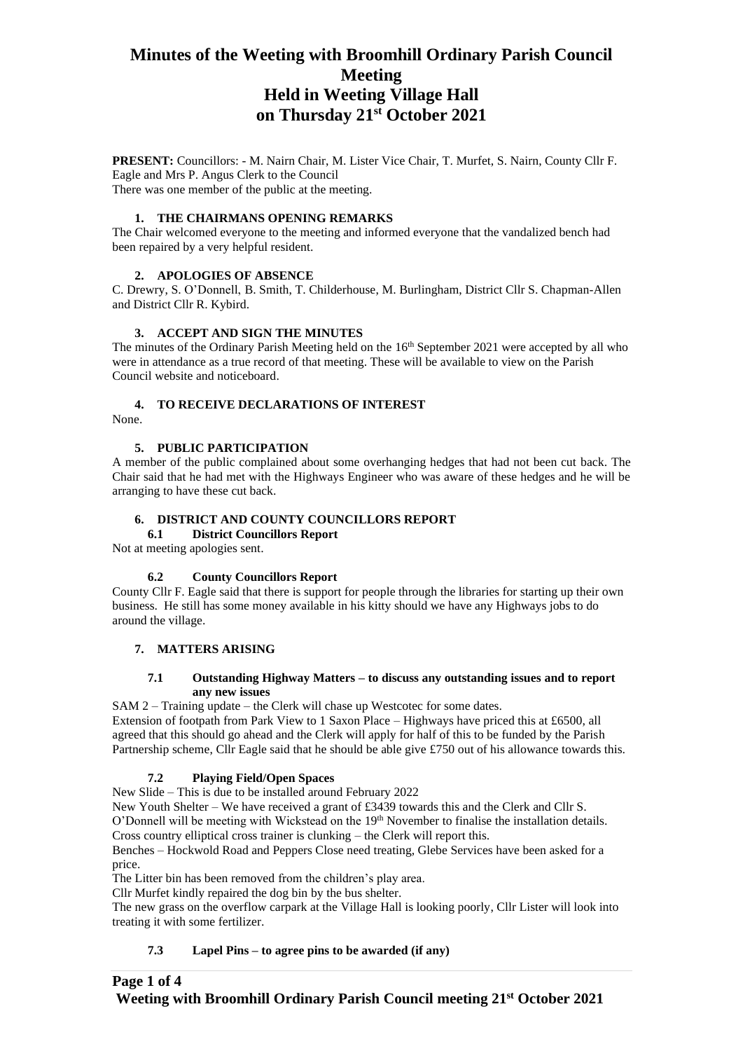# Minutes of the Weeting with Broomhill Ordinary Parish Council Meeting
# Held in Weeting Village Hall
# on Thursday 21st October 2021

**PRESENT:** Councillors: - M. Nairn Chair, M. Lister Vice Chair, T. Murfet, S. Nairn, County Cllr F. Eagle and Mrs P. Angus Clerk to the Council
There was one member of the public at the meeting.

### 1. THE CHAIRMANS OPENING REMARKS

The Chair welcomed everyone to the meeting and informed everyone that the vandalized bench had been repaired by a very helpful resident.

### 2. APOLOGIES OF ABSENCE

C. Drewry, S. O'Donnell, B. Smith, T. Childerhouse, M. Burlingham, District Cllr S. Chapman-Allen and District Cllr R. Kybird.

### 3. ACCEPT AND SIGN THE MINUTES

The minutes of the Ordinary Parish Meeting held on the 16th September 2021 were accepted by all who were in attendance as a true record of that meeting. These will be available to view on the Parish Council website and noticeboard.

### 4. TO RECEIVE DECLARATIONS OF INTEREST

None.

### 5. PUBLIC PARTICIPATION

A member of the public complained about some overhanging hedges that had not been cut back. The Chair said that he had met with the Highways Engineer who was aware of these hedges and he will be arranging to have these cut back.

### 6. DISTRICT AND COUNTY COUNCILLORS REPORT

#### 6.1 District Councillors Report

Not at meeting apologies sent.

#### 6.2 County Councillors Report

County Cllr F. Eagle said that there is support for people through the libraries for starting up their own business. He still has some money available in his kitty should we have any Highways jobs to do around the village.

### 7. MATTERS ARISING

#### 7.1 Outstanding Highway Matters – to discuss any outstanding issues and to report any new issues

SAM 2 – Training update – the Clerk will chase up Westcotec for some dates.
Extension of footpath from Park View to 1 Saxon Place – Highways have priced this at £6500, all agreed that this should go ahead and the Clerk will apply for half of this to be funded by the Parish Partnership scheme, Cllr Eagle said that he should be able give £750 out of his allowance towards this.

#### 7.2 Playing Field/Open Spaces

New Slide – This is due to be installed around February 2022
New Youth Shelter – We have received a grant of £3439 towards this and the Clerk and Cllr S. O'Donnell will be meeting with Wickstead on the 19th November to finalise the installation details.
Cross country elliptical cross trainer is clunking – the Clerk will report this.
Benches – Hockwold Road and Peppers Close need treating, Glebe Services have been asked for a price.
The Litter bin has been removed from the children's play area.
Cllr Murfet kindly repaired the dog bin by the bus shelter.
The new grass on the overflow carpark at the Village Hall is looking poorly, Cllr Lister will look into treating it with some fertilizer.

#### 7.3 Lapel Pins – to agree pins to be awarded (if any)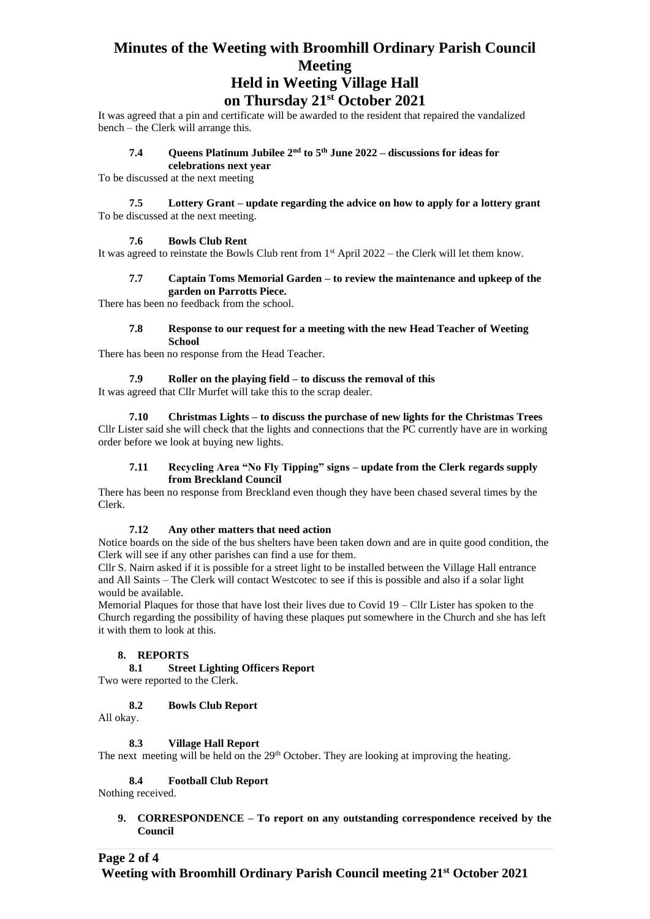It was agreed that a pin and certificate will be awarded to the resident that repaired the vandalized bench – the Clerk will arrange this.

**7.4 Queens Platinum Jubilee 2nd to 5th June 2022 – discussions for ideas for celebrations next year**

To be discussed at the next meeting

**7.5 Lottery Grant – update regarding the advice on how to apply for a lottery grant**

To be discussed at the next meeting.

**7.6 Bowls Club Rent**

It was agreed to reinstate the Bowls Club rent from 1st April 2022 – the Clerk will let them know.

**7.7 Captain Toms Memorial Garden – to review the maintenance and upkeep of the garden on Parrotts Piece.**

There has been no feedback from the school.

**7.8 Response to our request for a meeting with the new Head Teacher of Weeting School**

There has been no response from the Head Teacher.

**7.9 Roller on the playing field – to discuss the removal of this**

It was agreed that Cllr Murfet will take this to the scrap dealer.

**7.10 Christmas Lights – to discuss the purchase of new lights for the Christmas Trees**

Cllr Lister said she will check that the lights and connections that the PC currently have are in working order before we look at buying new lights.

**7.11 Recycling Area "No Fly Tipping" signs – update from the Clerk regards supply from Breckland Council**

There has been no response from Breckland even though they have been chased several times by the Clerk.

**7.12 Any other matters that need action**

Notice boards on the side of the bus shelters have been taken down and are in quite good condition, the Clerk will see if any other parishes can find a use for them.

Cllr S. Nairn asked if it is possible for a street light to be installed between the Village Hall entrance and All Saints – The Clerk will contact Westcotec to see if this is possible and also if a solar light would be available.

Memorial Plaques for those that have lost their lives due to Covid 19 – Cllr Lister has spoken to the Church regarding the possibility of having these plaques put somewhere in the Church and she has left it with them to look at this.

## 8. REPORTS

**8.1 Street Lighting Officers Report**

Two were reported to the Clerk.

**8.2 Bowls Club Report**

All okay.

**8.3 Village Hall Report**

The next meeting will be held on the 29th October. They are looking at improving the heating.

**8.4 Football Club Report**

Nothing received.

## 9. CORRESPONDENCE – To report on any outstanding correspondence received by the Council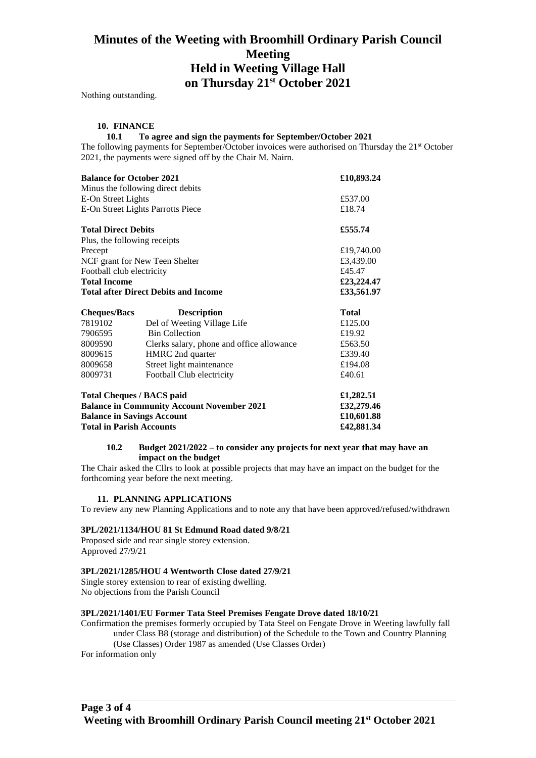# Minutes of the Weeting with Broomhill Ordinary Parish Council Meeting Held in Weeting Village Hall on Thursday 21st October 2021

Nothing outstanding.

## 10. FINANCE

### 10.1 To agree and sign the payments for September/October 2021

The following payments for September/October invoices were authorised on Thursday the 21st October 2021, the payments were signed off by the Chair M. Nairn.

| | |
|---|---|
| **Balance for October 2021** | **£10,893.24** |
| Minus the following direct debits | |
| E-On Street Lights | £537.00 |
| E-On Street Lights Parrotts Piece | £18.74 |
| **Total Direct Debits** | **£555.74** |
| Plus, the following receipts | |
| Precept | £19,740.00 |
| NCF grant for New Teen Shelter | £3,439.00 |
| Football club electricity | £45.47 |
| **Total Income** | **£23,224.47** |
| **Total after Direct Debits and Income** | **£33,561.97** |

| Cheques/Bacs | Description | Total |
|---|---|---|
| 7819102 | Del of Weeting Village Life | £125.00 |
| 7906595 | Bin Collection | £19.92 |
| 8009590 | Clerks salary, phone and office allowance | £563.50 |
| 8009615 | HMRC 2nd quarter | £339.40 |
| 8009658 | Street light maintenance | £194.08 |
| 8009731 | Football Club electricity | £40.61 |

| | |
|---|---|
| **Total Cheques / BACS paid** | **£1,282.51** |
| **Balance in Community Account November 2021** | **£32,279.46** |
| **Balance in Savings Account** | **£10,601.88** |
| **Total in Parish Accounts** | **£42,881.34** |

### 10.2 Budget 2021/2022 – to consider any projects for next year that may have an impact on the budget

The Chair asked the Cllrs to look at possible projects that may have an impact on the budget for the forthcoming year before the next meeting.

## 11. PLANNING APPLICATIONS

To review any new Planning Applications and to note any that have been approved/refused/withdrawn

**3PL/2021/1134/HOU 81 St Edmund Road dated 9/8/21**

Proposed side and rear single storey extension.
Approved 27/9/21

**3PL/2021/1285/HOU 4 Wentworth Close dated 27/9/21**

Single storey extension to rear of existing dwelling.
No objections from the Parish Council

**3PL/2021/1401/EU Former Tata Steel Premises Fengate Drove dated 18/10/21**

Confirmation the premises formerly occupied by Tata Steel on Fengate Drove in Weeting lawfully fall under Class B8 (storage and distribution) of the Schedule to the Town and Country Planning (Use Classes) Order 1987 as amended (Use Classes Order)

For information only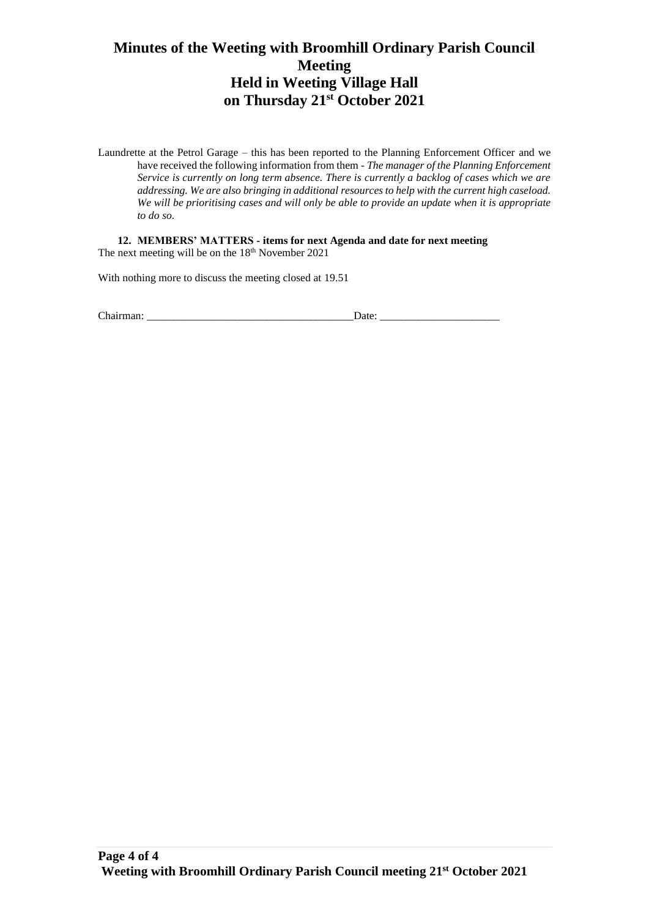Laundrette at the Petrol Garage – this has been reported to the Planning Enforcement Officer and we have received the following information from them - *The manager of the Planning Enforcement Service is currently on long term absence. There is currently a backlog of cases which we are addressing. We are also bringing in additional resources to help with the current high caseload. We will be prioritising cases and will only be able to provide an update when it is appropriate to do so.*

**12. MEMBERS' MATTERS - items for next Agenda and date for next meeting**

The next meeting will be on the 18th November 2021

With nothing more to discuss the meeting closed at 19.51

Chairman: \_\_\_\_\_\_\_\_\_\_\_\_\_\_\_\_\_\_\_\_\_\_\_\_\_\_\_\_\_\_\_\_\_\_\_\_\_\_Date: \_\_\_\_\_\_\_\_\_\_\_\_\_\_\_\_\_\_\_\_\_\_